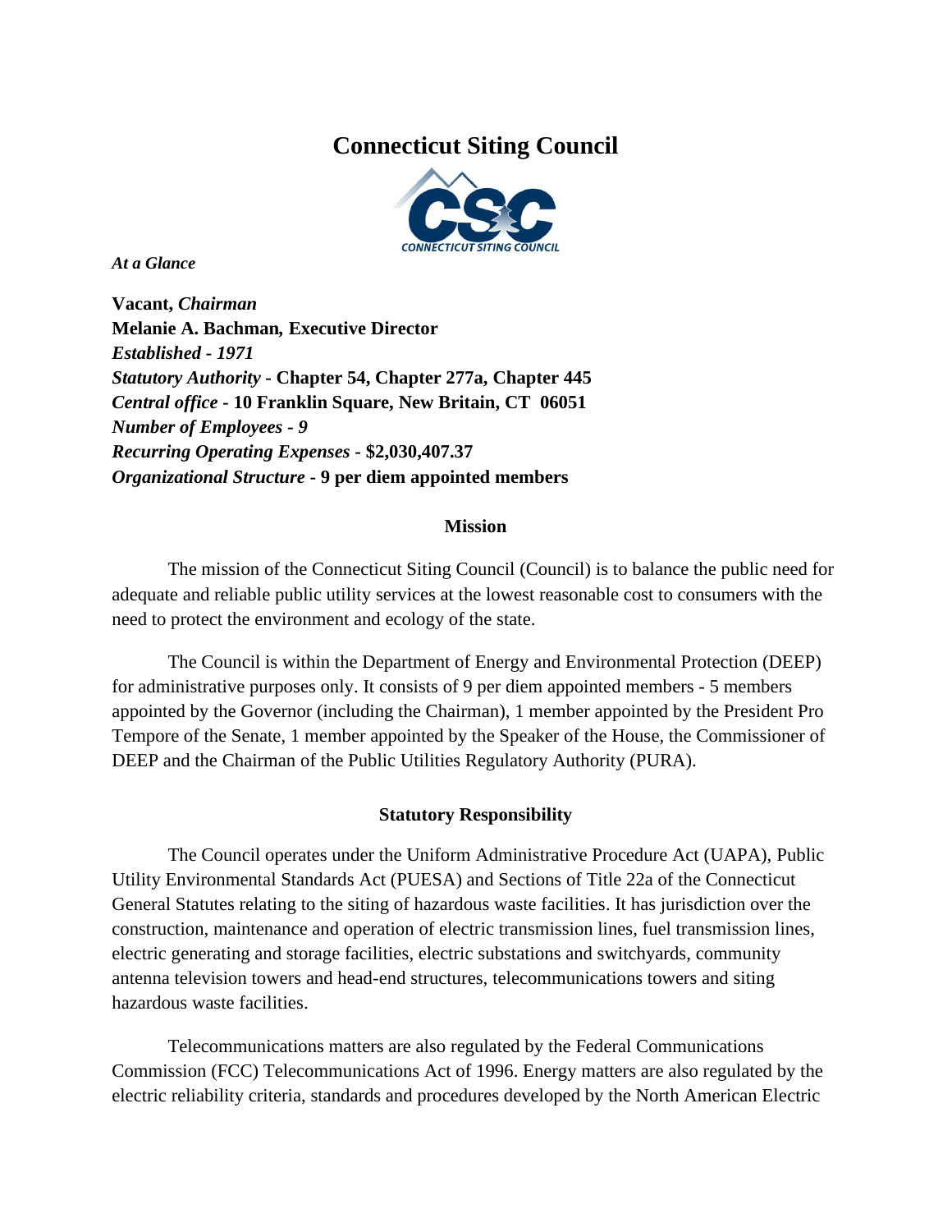# Connecticut Siting Council

*At a Glance*

**Vacant,** ***Chairman***
**Melanie A. Bachman, Executive Director**
***Established - 1971***
***Statutory Authority*** **- Chapter 54, Chapter 277a, Chapter 445**
***Central office*** **- 10 Franklin Square, New Britain, CT 06051**
***Number of Employees - 9***
***Recurring Operating Expenses*** **- $2,030,407.37**
***Organizational Structure*** **- 9 per diem appointed members**

## Mission

The mission of the Connecticut Siting Council (Council) is to balance the public need for adequate and reliable public utility services at the lowest reasonable cost to consumers with the need to protect the environment and ecology of the state.

The Council is within the Department of Energy and Environmental Protection (DEEP) for administrative purposes only. It consists of 9 per diem appointed members - 5 members appointed by the Governor (including the Chairman), 1 member appointed by the President Pro Tempore of the Senate, 1 member appointed by the Speaker of the House, the Commissioner of DEEP and the Chairman of the Public Utilities Regulatory Authority (PURA).

## Statutory Responsibility

The Council operates under the Uniform Administrative Procedure Act (UAPA), Public Utility Environmental Standards Act (PUESA) and Sections of Title 22a of the Connecticut General Statutes relating to the siting of hazardous waste facilities. It has jurisdiction over the construction, maintenance and operation of electric transmission lines, fuel transmission lines, electric generating and storage facilities, electric substations and switchyards, community antenna television towers and head-end structures, telecommunications towers and siting hazardous waste facilities.

Telecommunications matters are also regulated by the Federal Communications Commission (FCC) Telecommunications Act of 1996. Energy matters are also regulated by the electric reliability criteria, standards and procedures developed by the North American Electric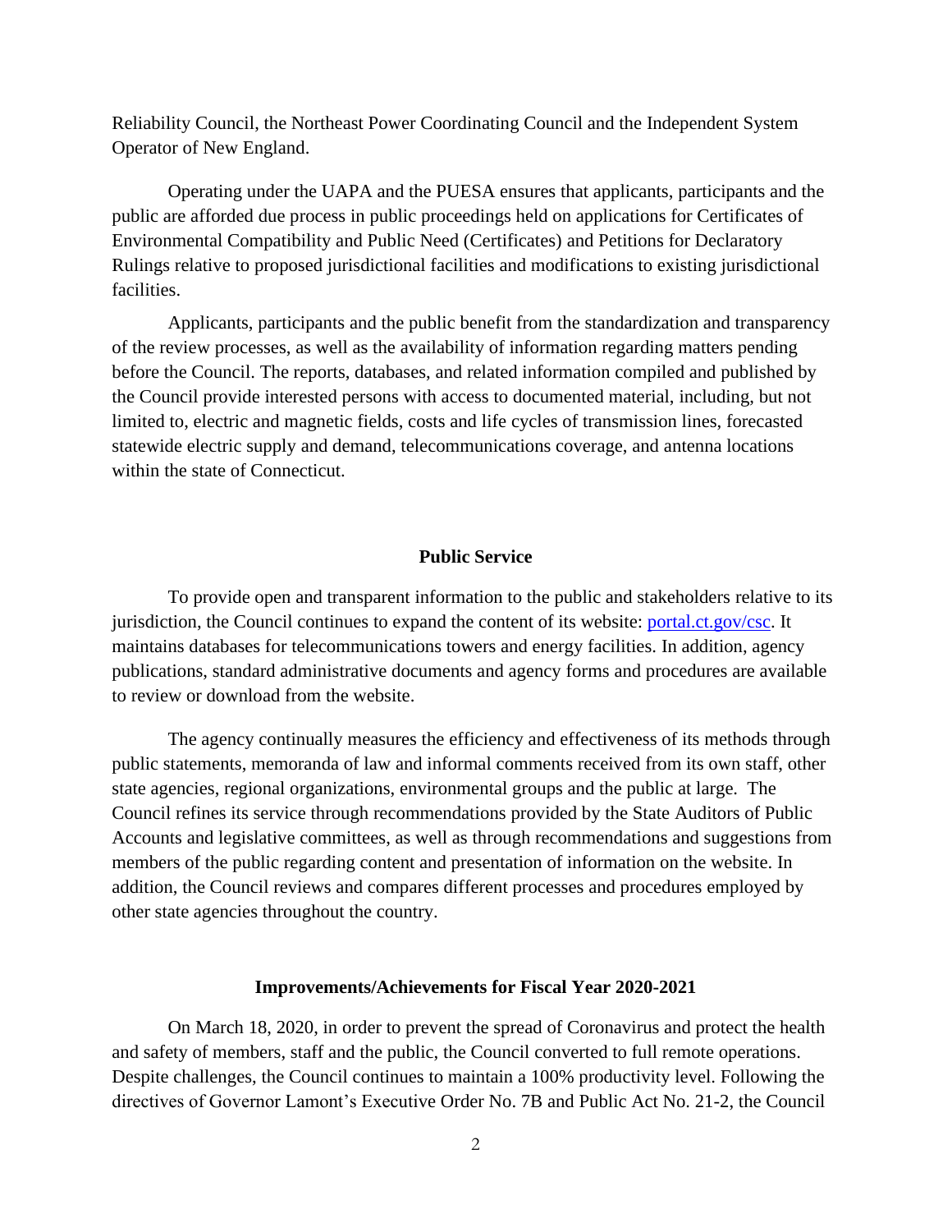Reliability Council, the Northeast Power Coordinating Council and the Independent System Operator of New England.

Operating under the UAPA and the PUESA ensures that applicants, participants and the public are afforded due process in public proceedings held on applications for Certificates of Environmental Compatibility and Public Need (Certificates) and Petitions for Declaratory Rulings relative to proposed jurisdictional facilities and modifications to existing jurisdictional facilities.

Applicants, participants and the public benefit from the standardization and transparency of the review processes, as well as the availability of information regarding matters pending before the Council. The reports, databases, and related information compiled and published by the Council provide interested persons with access to documented material, including, but not limited to, electric and magnetic fields, costs and life cycles of transmission lines, forecasted statewide electric supply and demand, telecommunications coverage, and antenna locations within the state of Connecticut.

## Public Service

To provide open and transparent information to the public and stakeholders relative to its jurisdiction, the Council continues to expand the content of its website: [portal.ct.gov/csc](portal.ct.gov/csc). It maintains databases for telecommunications towers and energy facilities. In addition, agency publications, standard administrative documents and agency forms and procedures are available to review or download from the website.

The agency continually measures the efficiency and effectiveness of its methods through public statements, memoranda of law and informal comments received from its own staff, other state agencies, regional organizations, environmental groups and the public at large. The Council refines its service through recommendations provided by the State Auditors of Public Accounts and legislative committees, as well as through recommendations and suggestions from members of the public regarding content and presentation of information on the website. In addition, the Council reviews and compares different processes and procedures employed by other state agencies throughout the country.

## Improvements/Achievements for Fiscal Year 2020-2021

On March 18, 2020, in order to prevent the spread of Coronavirus and protect the health and safety of members, staff and the public, the Council converted to full remote operations. Despite challenges, the Council continues to maintain a 100% productivity level. Following the directives of Governor Lamont's Executive Order No. 7B and Public Act No. 21-2, the Council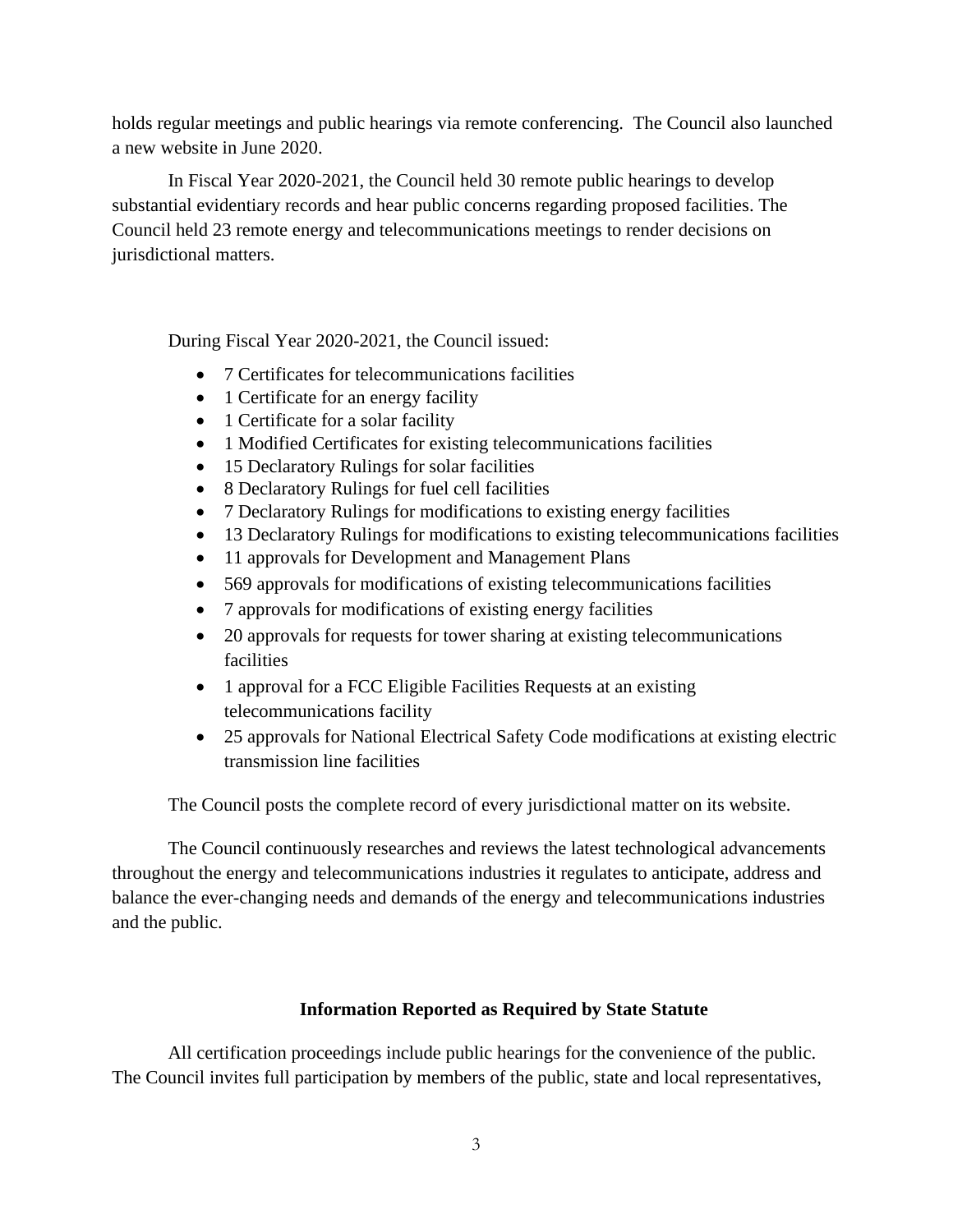holds regular meetings and public hearings via remote conferencing. The Council also launched a new website in June 2020.

In Fiscal Year 2020-2021, the Council held 30 remote public hearings to develop substantial evidentiary records and hear public concerns regarding proposed facilities. The Council held 23 remote energy and telecommunications meetings to render decisions on jurisdictional matters.

During Fiscal Year 2020-2021, the Council issued:

- 7 Certificates for telecommunications facilities
- 1 Certificate for an energy facility
- 1 Certificate for a solar facility
- 1 Modified Certificates for existing telecommunications facilities
- 15 Declaratory Rulings for solar facilities
- 8 Declaratory Rulings for fuel cell facilities
- 7 Declaratory Rulings for modifications to existing energy facilities
- 13 Declaratory Rulings for modifications to existing telecommunications facilities
- 11 approvals for Development and Management Plans
- 569 approvals for modifications of existing telecommunications facilities
- 7 approvals for modifications of existing energy facilities
- 20 approvals for requests for tower sharing at existing telecommunications facilities
- 1 approval for a FCC Eligible Facilities Requests at an existing telecommunications facility
- 25 approvals for National Electrical Safety Code modifications at existing electric transmission line facilities

The Council posts the complete record of every jurisdictional matter on its website.

The Council continuously researches and reviews the latest technological advancements throughout the energy and telecommunications industries it regulates to anticipate, address and balance the ever-changing needs and demands of the energy and telecommunications industries and the public.

**Information Reported as Required by State Statute**

All certification proceedings include public hearings for the convenience of the public. The Council invites full participation by members of the public, state and local representatives,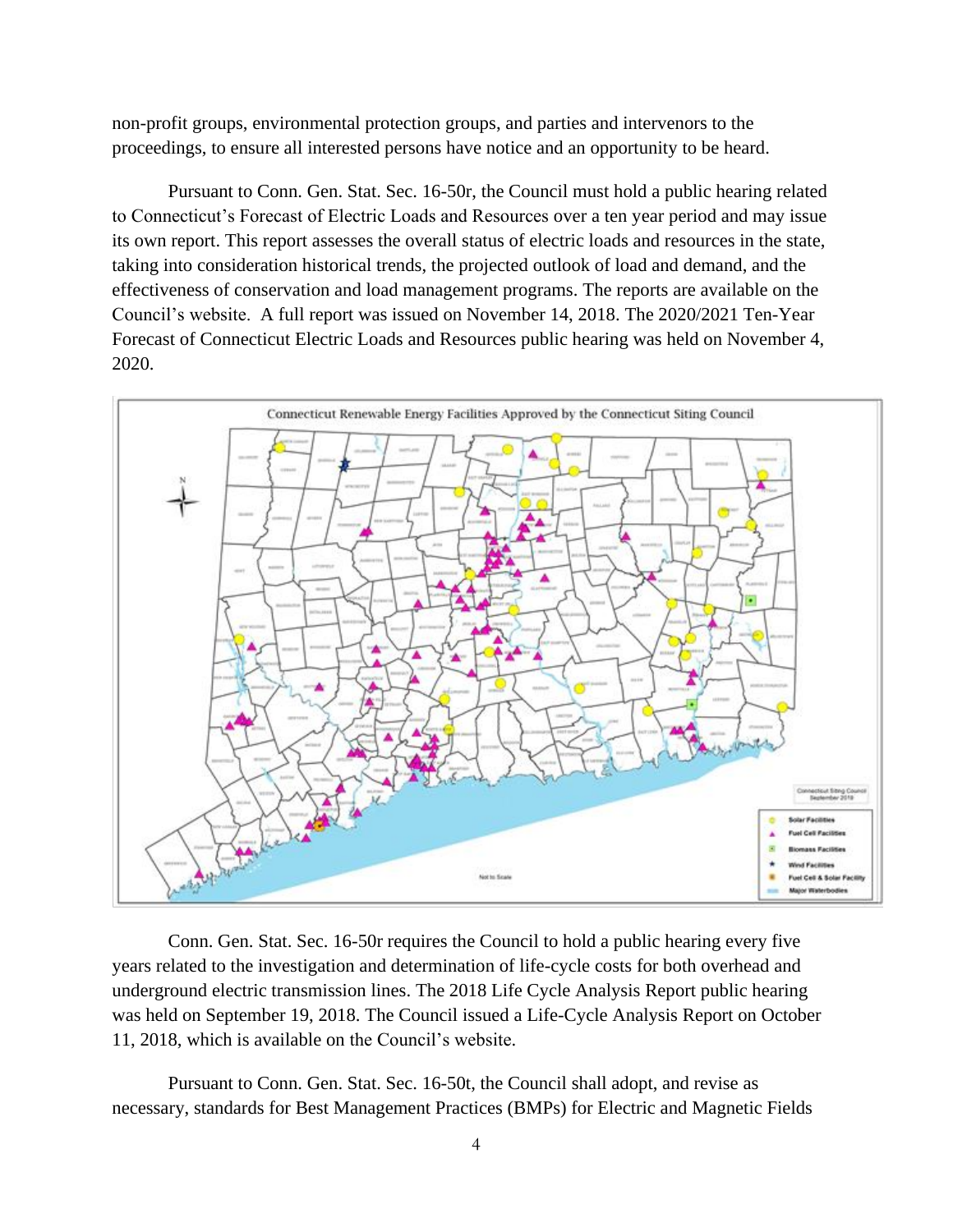non-profit groups, environmental protection groups, and parties and intervenors to the proceedings, to ensure all interested persons have notice and an opportunity to be heard.

Pursuant to Conn. Gen. Stat. Sec. 16-50r, the Council must hold a public hearing related to Connecticut's Forecast of Electric Loads and Resources over a ten year period and may issue its own report. This report assesses the overall status of electric loads and resources in the state, taking into consideration historical trends, the projected outlook of load and demand, and the effectiveness of conservation and load management programs. The reports are available on the Council's website. A full report was issued on November 14, 2018. The 2020/2021 Ten-Year Forecast of Connecticut Electric Loads and Resources public hearing was held on November 4, 2020.

Conn. Gen. Stat. Sec. 16-50r requires the Council to hold a public hearing every five years related to the investigation and determination of life-cycle costs for both overhead and underground electric transmission lines. The 2018 Life Cycle Analysis Report public hearing was held on September 19, 2018. The Council issued a Life-Cycle Analysis Report on October 11, 2018, which is available on the Council's website.

Pursuant to Conn. Gen. Stat. Sec. 16-50t, the Council shall adopt, and revise as necessary, standards for Best Management Practices (BMPs) for Electric and Magnetic Fields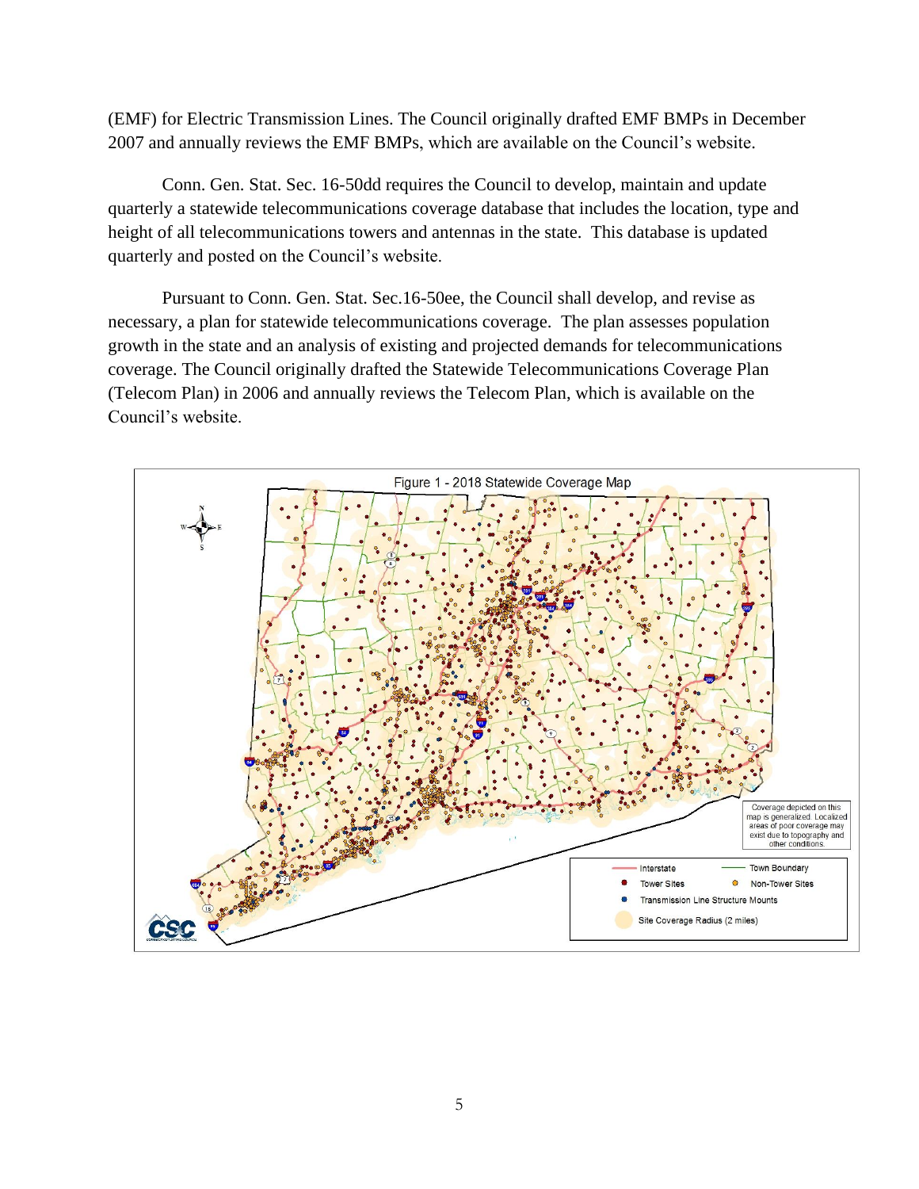(EMF) for Electric Transmission Lines. The Council originally drafted EMF BMPs in December 2007 and annually reviews the EMF BMPs, which are available on the Council's website.

Conn. Gen. Stat. Sec. 16-50dd requires the Council to develop, maintain and update quarterly a statewide telecommunications coverage database that includes the location, type and height of all telecommunications towers and antennas in the state. This database is updated quarterly and posted on the Council's website.

Pursuant to Conn. Gen. Stat. Sec.16-50ee, the Council shall develop, and revise as necessary, a plan for statewide telecommunications coverage. The plan assesses population growth in the state and an analysis of existing and projected demands for telecommunications coverage. The Council originally drafted the Statewide Telecommunications Coverage Plan (Telecom Plan) in 2006 and annually reviews the Telecom Plan, which is available on the Council's website.

Figure 1 - 2018 Statewide Coverage Map

Coverage depicted on this map is generalized. Localized areas of poor coverage may exist due to topography and other conditions.

Legend: Interstate; Town Boundary; Tower Sites; Non-Tower Sites; Transmission Line Structure Mounts; Site Coverage Radius (2 miles)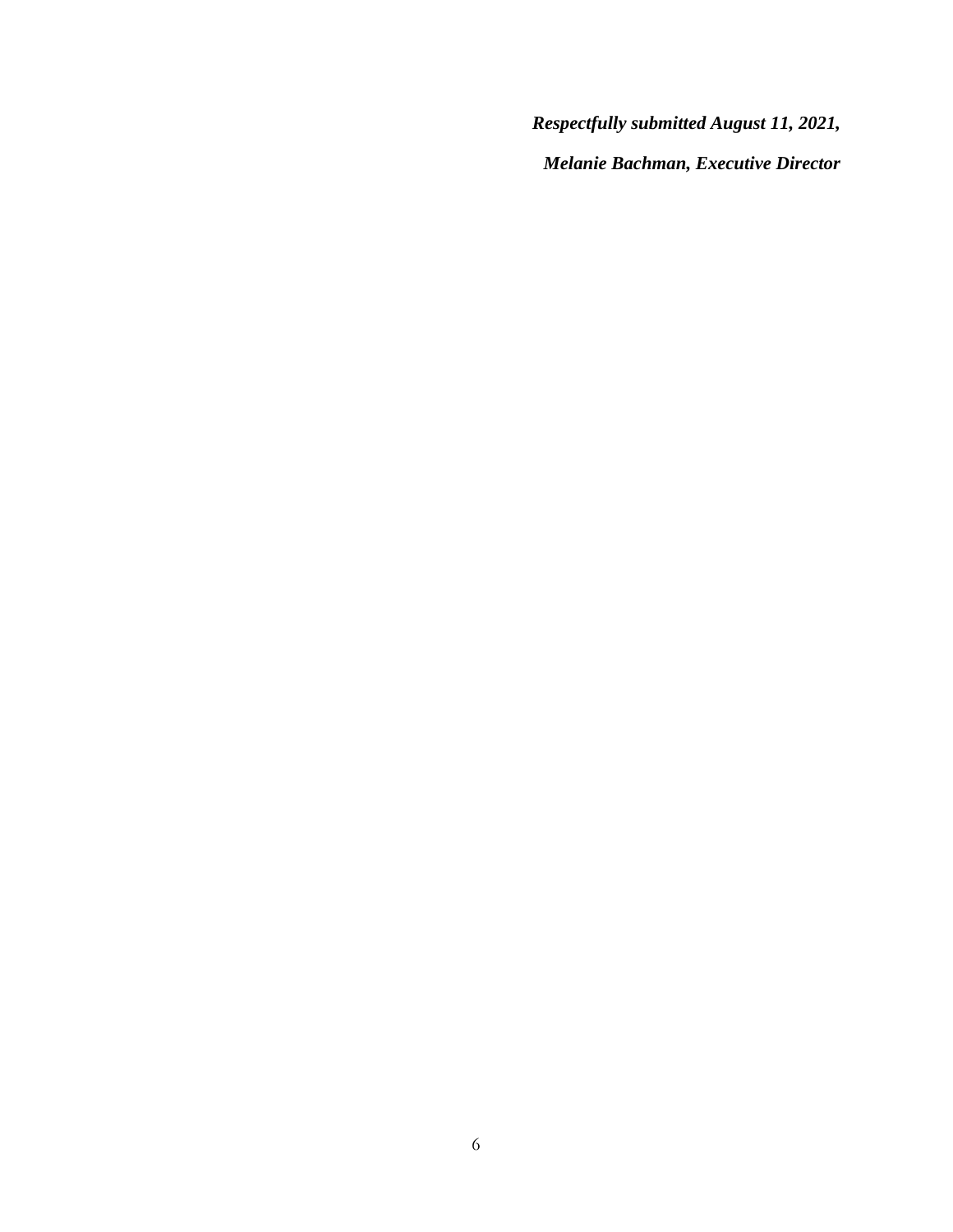***Respectfully submitted August 11, 2021,***

***Melanie Bachman, Executive Director***